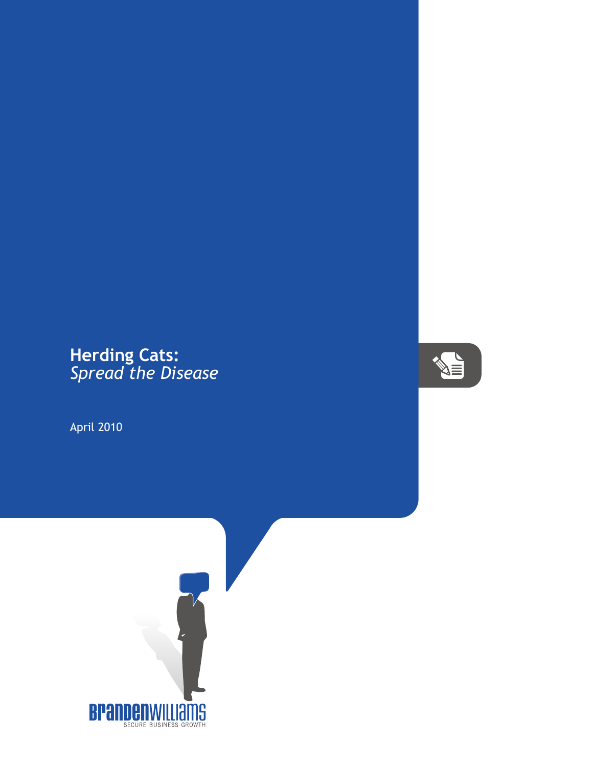# Herding Cats:
*Spread the Disease*

April 2010

BRANDENWILLIAMS
SECURE BUSINESS GROWTH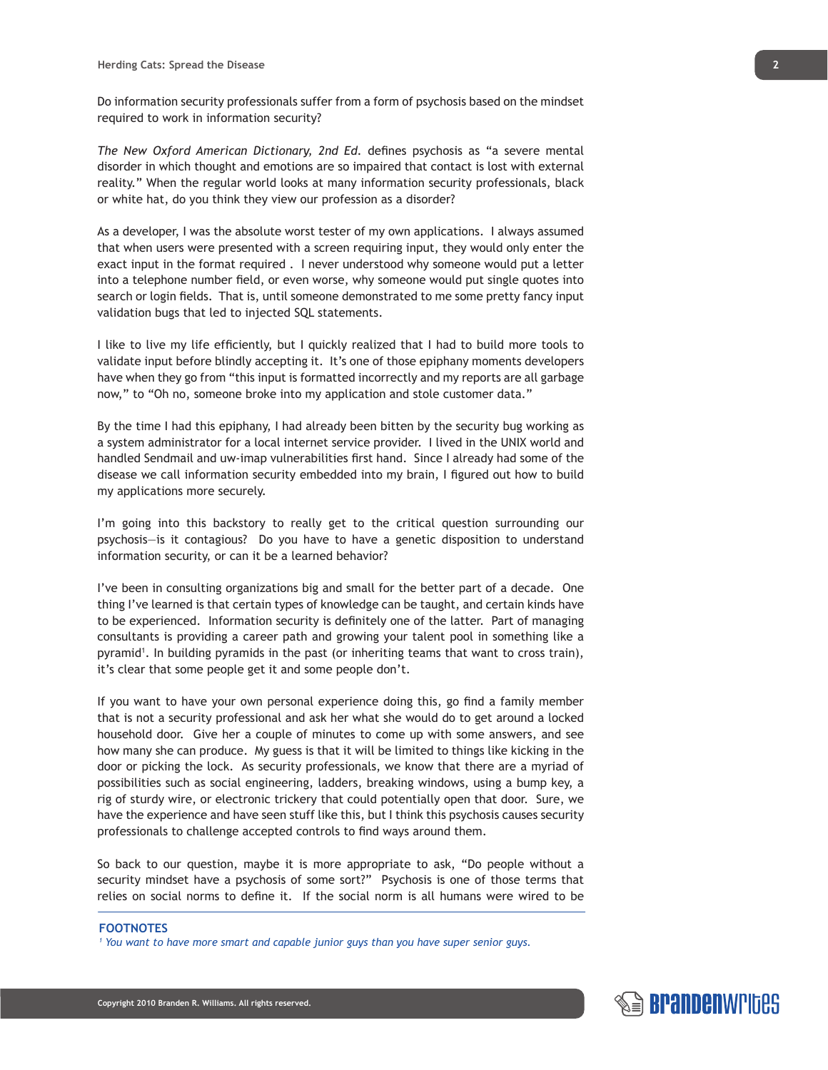Do information security professionals suffer from a form of psychosis based on the mindset required to work in information security?

*The New Oxford American Dictionary, 2nd Ed.* defines psychosis as "a severe mental disorder in which thought and emotions are so impaired that contact is lost with external reality." When the regular world looks at many information security professionals, black or white hat, do you think they view our profession as a disorder?

As a developer, I was the absolute worst tester of my own applications. I always assumed that when users were presented with a screen requiring input, they would only enter the exact input in the format required . I never understood why someone would put a letter into a telephone number field, or even worse, why someone would put single quotes into search or login fields. That is, until someone demonstrated to me some pretty fancy input validation bugs that led to injected SQL statements.

I like to live my life efficiently, but I quickly realized that I had to build more tools to validate input before blindly accepting it. It's one of those epiphany moments developers have when they go from "this input is formatted incorrectly and my reports are all garbage now," to "Oh no, someone broke into my application and stole customer data."

By the time I had this epiphany, I had already been bitten by the security bug working as a system administrator for a local internet service provider. I lived in the UNIX world and handled Sendmail and uw-imap vulnerabilities first hand. Since I already had some of the disease we call information security embedded into my brain, I figured out how to build my applications more securely.

I'm going into this backstory to really get to the critical question surrounding our psychosis—is it contagious? Do you have to have a genetic disposition to understand information security, or can it be a learned behavior?

I've been in consulting organizations big and small for the better part of a decade. One thing I've learned is that certain types of knowledge can be taught, and certain kinds have to be experienced. Information security is definitely one of the latter. Part of managing consultants is providing a career path and growing your talent pool in something like a pyramid[1]. In building pyramids in the past (or inheriting teams that want to cross train), it's clear that some people get it and some people don't.

If you want to have your own personal experience doing this, go find a family member that is not a security professional and ask her what she would do to get around a locked household door. Give her a couple of minutes to come up with some answers, and see how many she can produce. My guess is that it will be limited to things like kicking in the door or picking the lock. As security professionals, we know that there are a myriad of possibilities such as social engineering, ladders, breaking windows, using a bump key, a rig of sturdy wire, or electronic trickery that could potentially open that door. Sure, we have the experience and have seen stuff like this, but I think this psychosis causes security professionals to challenge accepted controls to find ways around them.

So back to our question, maybe it is more appropriate to ask, "Do people without a security mindset have a psychosis of some sort?" Psychosis is one of those terms that relies on social norms to define it. If the social norm is all humans were wired to be

**FOOTNOTES**

[1] *You want to have more smart and capable junior guys than you have super senior guys.*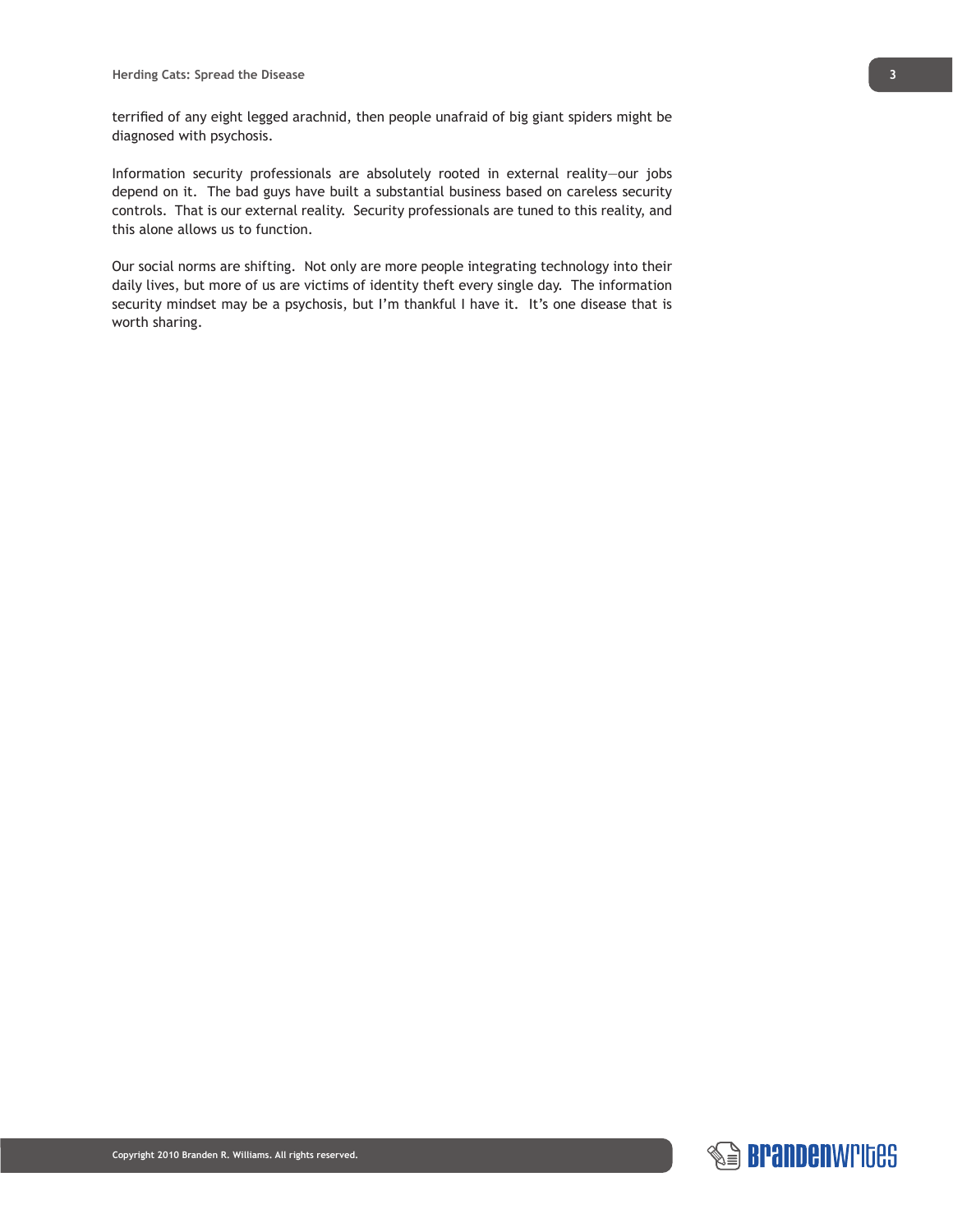terrified of any eight legged arachnid, then people unafraid of big giant spiders might be diagnosed with psychosis.

Information security professionals are absolutely rooted in external reality—our jobs depend on it. The bad guys have built a substantial business based on careless security controls. That is our external reality. Security professionals are tuned to this reality, and this alone allows us to function.

Our social norms are shifting. Not only are more people integrating technology into their daily lives, but more of us are victims of identity theft every single day. The information security mindset may be a psychosis, but I'm thankful I have it. It's one disease that is worth sharing.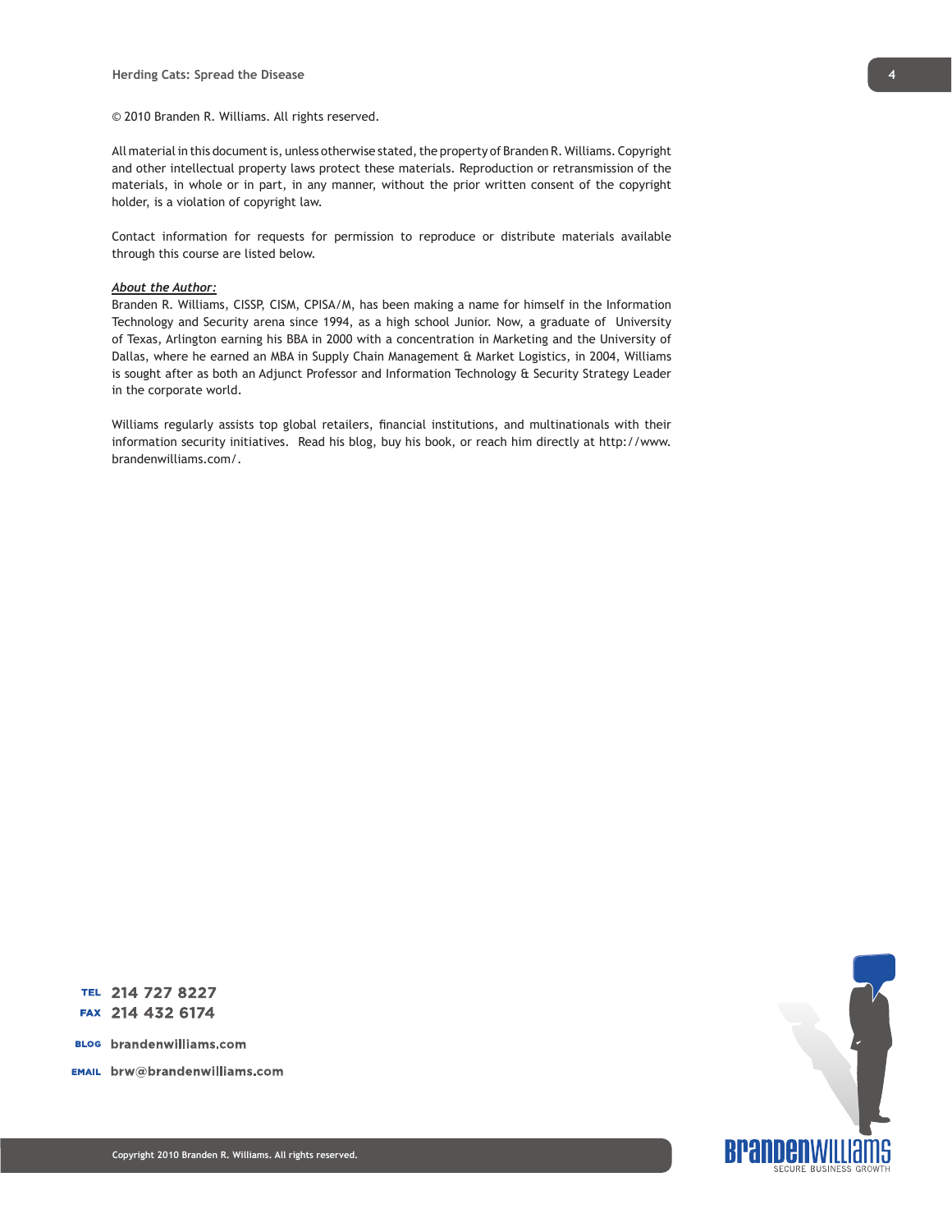© 2010 Branden R. Williams. All rights reserved.

All material in this document is, unless otherwise stated, the property of Branden R. Williams. Copyright and other intellectual property laws protect these materials. Reproduction or retransmission of the materials, in whole or in part, in any manner, without the prior written consent of the copyright holder, is a violation of copyright law.

Contact information for requests for permission to reproduce or distribute materials available through this course are listed below.

***About the Author:***

Branden R. Williams, CISSP, CISM, CPISA/M, has been making a name for himself in the Information Technology and Security arena since 1994, as a high school Junior. Now, a graduate of University of Texas, Arlington earning his BBA in 2000 with a concentration in Marketing and the University of Dallas, where he earned an MBA in Supply Chain Management & Market Logistics, in 2004, Williams is sought after as both an Adjunct Professor and Information Technology & Security Strategy Leader in the corporate world.

Williams regularly assists top global retailers, financial institutions, and multinationals with their information security initiatives. Read his blog, buy his book, or reach him directly at http://www.brandenwilliams.com/.

**TEL** 214 727 8227
**FAX** 214 432 6174

**BLOG** brandenwilliams.com

**EMAIL** brw@brandenwilliams.com

BrandenWilliams
SECURE BUSINESS GROWTH